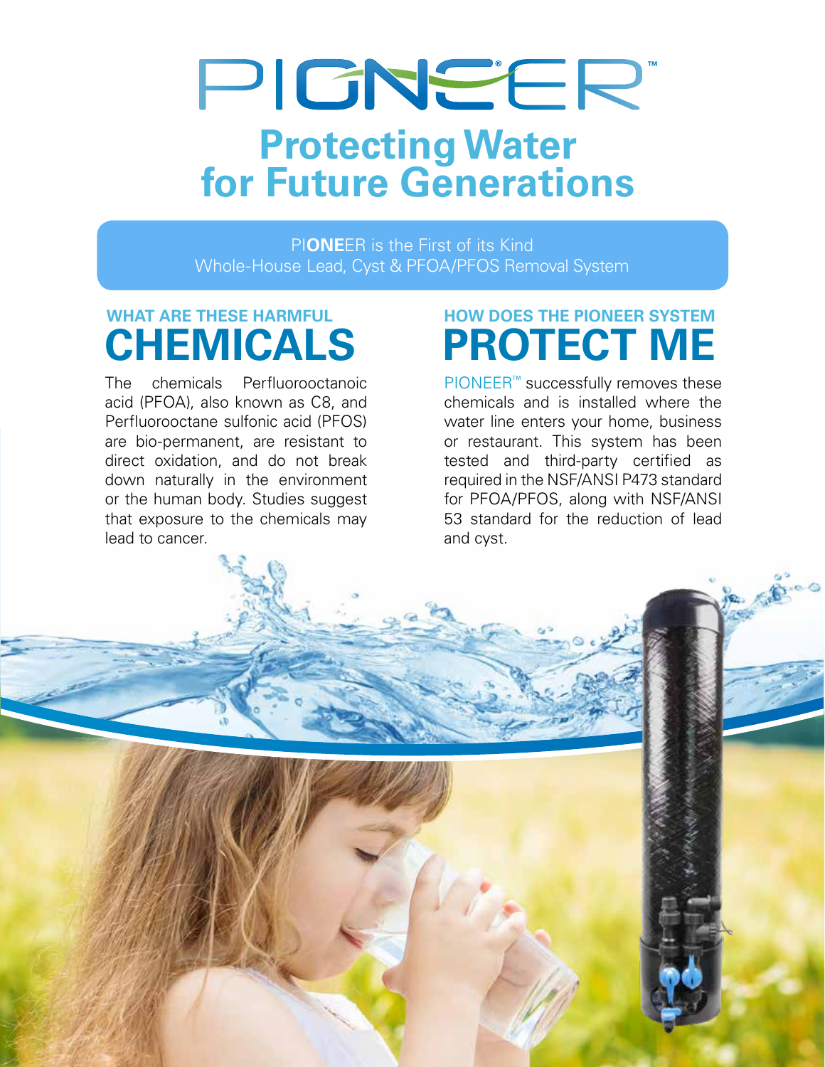# PIONEER™

## Protecting Water for Future Generations

PI**ONE**ER is the First of its Kind
Whole-House Lead, Cyst & PFOA/PFOS Removal System

### WHAT ARE THESE HARMFUL CHEMICALS

The chemicals Perfluorooctanoic acid (PFOA), also known as C8, and Perfluorooctane sulfonic acid (PFOS) are bio-permanent, are resistant to direct oxidation, and do not break down naturally in the environment or the human body. Studies suggest that exposure to the chemicals may lead to cancer.

### HOW DOES THE PIONEER SYSTEM PROTECT ME

PIONEER™ successfully removes these chemicals and is installed where the water line enters your home, business or restaurant. This system has been tested and third-party certified as required in the NSF/ANSI P473 standard for PFOA/PFOS, along with NSF/ANSI 53 standard for the reduction of lead and cyst.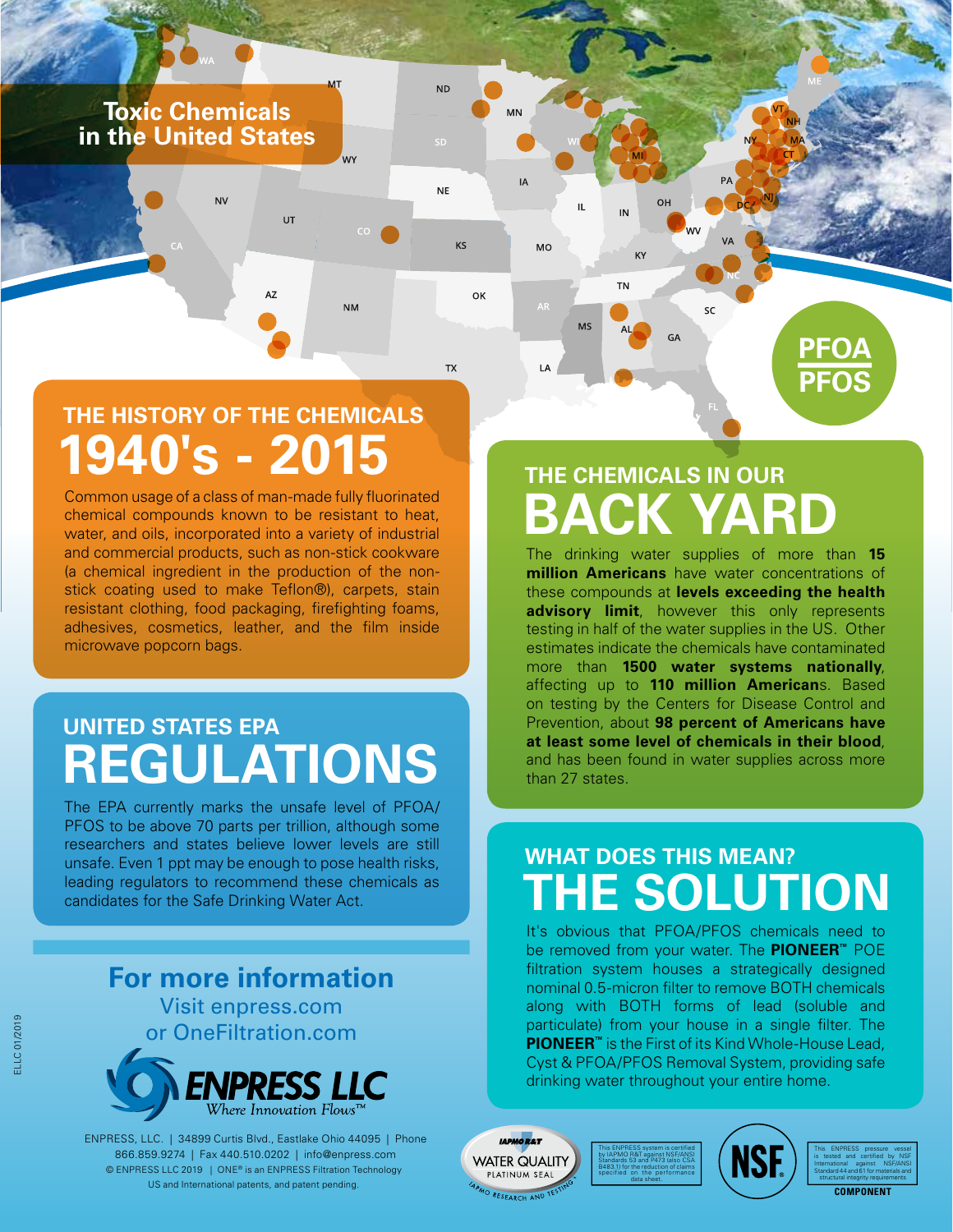# Toxic Chemicals in the United States

PFOA
PFOS

## THE HISTORY OF THE CHEMICALS
# 1940's - 2015

Common usage of a class of man-made fully fluorinated chemical compounds known to be resistant to heat, water, and oils, incorporated into a variety of industrial and commercial products, such as non-stick cookware (a chemical ingredient in the production of the non-stick coating used to make Teflon®), carpets, stain resistant clothing, food packaging, firefighting foams, adhesives, cosmetics, leather, and the film inside microwave popcorn bags.

## UNITED STATES EPA
# REGULATIONS

The EPA currently marks the unsafe level of PFOA/PFOS to be above 70 parts per trillion, although some researchers and states believe lower levels are still unsafe. Even 1 ppt may be enough to pose health risks, leading regulators to recommend these chemicals as candidates for the Safe Drinking Water Act.

## THE CHEMICALS IN OUR
# BACK YARD

The drinking water supplies of more than **15 million Americans** have water concentrations of these compounds at **levels exceeding the health advisory limit**, however this only represents testing in half of the water supplies in the US. Other estimates indicate the chemicals have contaminated more than **1500 water systems nationally**, affecting up to **110 million American**s. Based on testing by the Centers for Disease Control and Prevention, about **98 percent of Americans have at least some level of chemicals in their blood**, and has been found in water supplies across more than 27 states.

## WHAT DOES THIS MEAN?
# THE SOLUTION

It's obvious that PFOA/PFOS chemicals need to be removed from your water. The **PIONEER™** POE filtration system houses a strategically designed nominal 0.5-micron filter to remove BOTH chemicals along with BOTH forms of lead (soluble and particulate) from your house in a single filter. The **PIONEER™** is the First of its Kind Whole-House Lead, Cyst & PFOA/PFOS Removal System, providing safe drinking water throughout your entire home.

## For more information
Visit enpress.com
or OneFiltration.com

ENPRESS LLC
Where Innovation Flows™

ENPRESS, LLC. | 34899 Curtis Blvd., Eastlake Ohio 44095 | Phone 866.859.9274 | Fax 440.510.0202 | info@enpress.com
© ENPRESS LLC 2019 | ONE® is an ENPRESS Filtration Technology
US and International patents, and patent pending.

IAPMO R&T WATER QUALITY PLATINUM SEAL — IAPMO RESEARCH AND TESTING

This ENPRESS system is certified by IAPMO R&T against NSF/ANSI Standards 53 and P473 (also CSA B483.1) for the reduction of claims specified on the performance data sheet.

NSF

This ENPRESS pressure vessel is tested and certified by NSF International against NSF/ANSI Standard 44 and 61 for materials and structural integrity requirements

COMPONENT

ELLC 01/2019